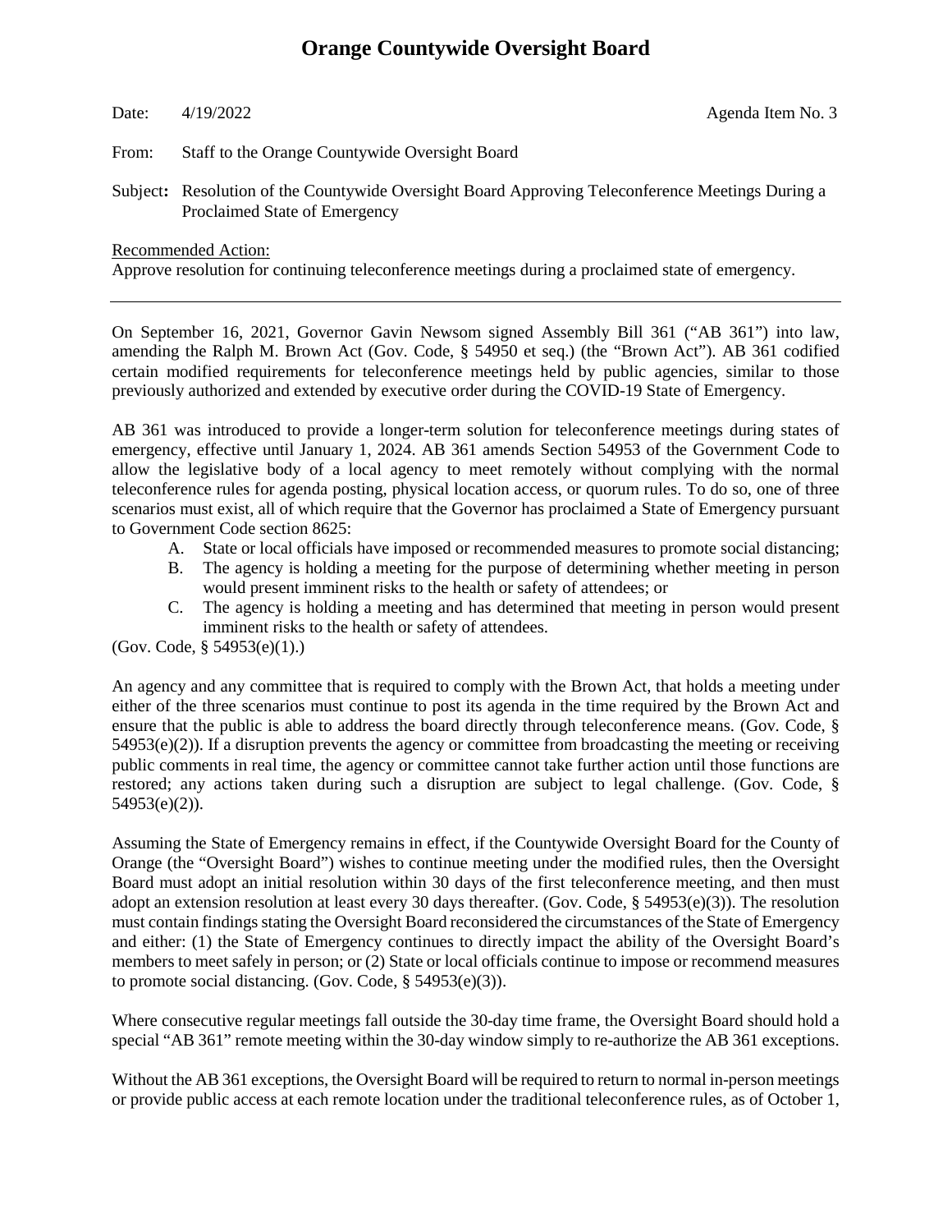# Orange Countywide Oversight Board

Date: 4/19/2022 Agenda Item No. 3

From: Staff to the Orange Countywide Oversight Board

Subject**:** Resolution of the Countywide Oversight Board Approving Teleconference Meetings During a Proclaimed State of Emergency

Recommended Action:

Approve resolution for continuing teleconference meetings during a proclaimed state of emergency.

---

On September 16, 2021, Governor Gavin Newsom signed Assembly Bill 361 ("AB 361") into law, amending the Ralph M. Brown Act (Gov. Code, § 54950 et seq.) (the "Brown Act"). AB 361 codified certain modified requirements for teleconference meetings held by public agencies, similar to those previously authorized and extended by executive order during the COVID-19 State of Emergency.

AB 361 was introduced to provide a longer-term solution for teleconference meetings during states of emergency, effective until January 1, 2024. AB 361 amends Section 54953 of the Government Code to allow the legislative body of a local agency to meet remotely without complying with the normal teleconference rules for agenda posting, physical location access, or quorum rules. To do so, one of three scenarios must exist, all of which require that the Governor has proclaimed a State of Emergency pursuant to Government Code section 8625:

A. State or local officials have imposed or recommended measures to promote social distancing;
B. The agency is holding a meeting for the purpose of determining whether meeting in person would present imminent risks to the health or safety of attendees; or
C. The agency is holding a meeting and has determined that meeting in person would present imminent risks to the health or safety of attendees.

(Gov. Code, § 54953(e)(1).)

An agency and any committee that is required to comply with the Brown Act, that holds a meeting under either of the three scenarios must continue to post its agenda in the time required by the Brown Act and ensure that the public is able to address the board directly through teleconference means. (Gov. Code, § 54953(e)(2)). If a disruption prevents the agency or committee from broadcasting the meeting or receiving public comments in real time, the agency or committee cannot take further action until those functions are restored; any actions taken during such a disruption are subject to legal challenge. (Gov. Code, § 54953(e)(2)).

Assuming the State of Emergency remains in effect, if the Countywide Oversight Board for the County of Orange (the "Oversight Board") wishes to continue meeting under the modified rules, then the Oversight Board must adopt an initial resolution within 30 days of the first teleconference meeting, and then must adopt an extension resolution at least every 30 days thereafter. (Gov. Code, § 54953(e)(3)). The resolution must contain findings stating the Oversight Board reconsidered the circumstances of the State of Emergency and either: (1) the State of Emergency continues to directly impact the ability of the Oversight Board's members to meet safely in person; or (2) State or local officials continue to impose or recommend measures to promote social distancing. (Gov. Code, § 54953(e)(3)).

Where consecutive regular meetings fall outside the 30-day time frame, the Oversight Board should hold a special "AB 361" remote meeting within the 30-day window simply to re-authorize the AB 361 exceptions.

Without the AB 361 exceptions, the Oversight Board will be required to return to normal in-person meetings or provide public access at each remote location under the traditional teleconference rules, as of October 1,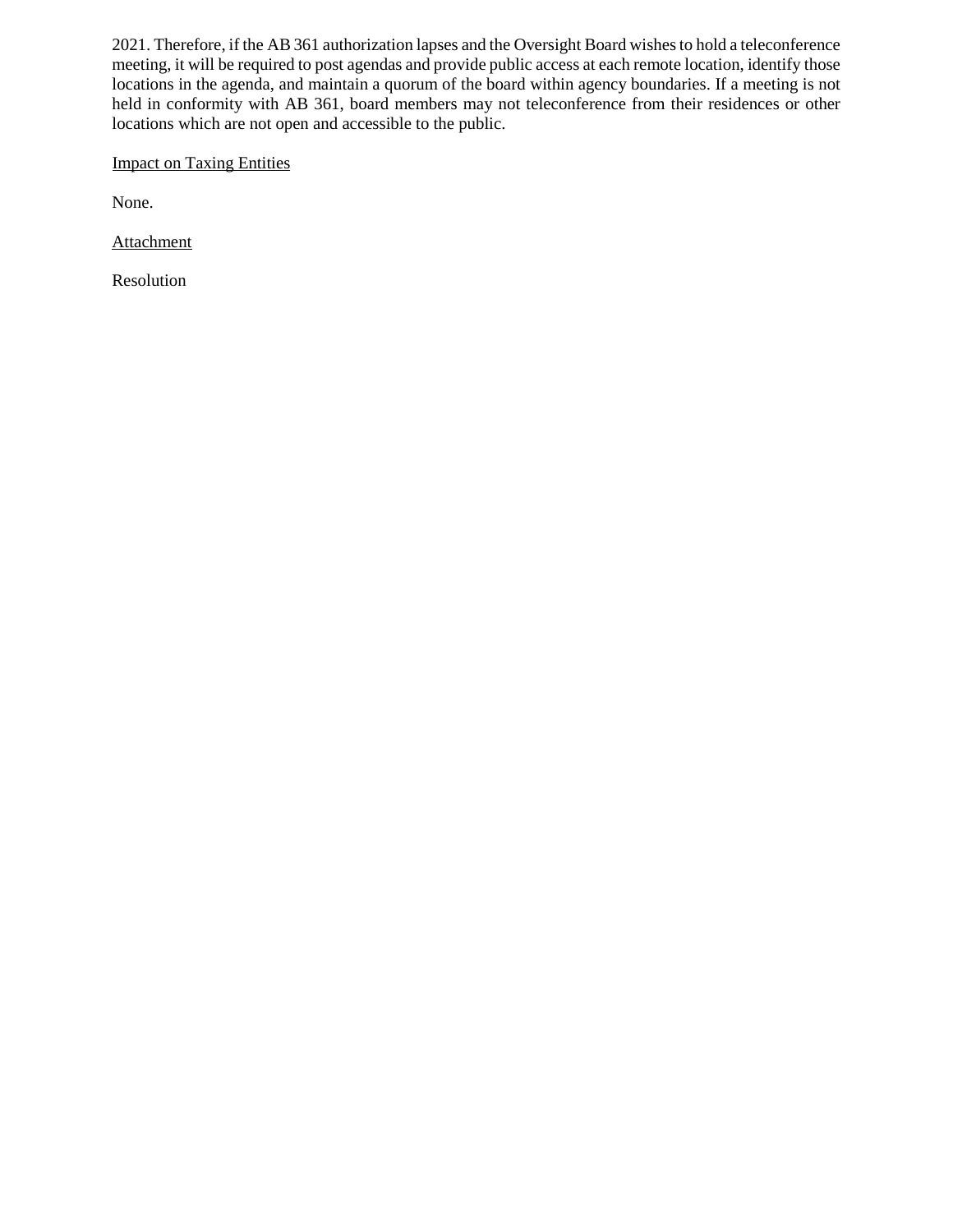2021. Therefore, if the AB 361 authorization lapses and the Oversight Board wishes to hold a teleconference meeting, it will be required to post agendas and provide public access at each remote location, identify those locations in the agenda, and maintain a quorum of the board within agency boundaries. If a meeting is not held in conformity with AB 361, board members may not teleconference from their residences or other locations which are not open and accessible to the public.

<u>Impact on Taxing Entities</u>

None.

<u>Attachment</u>

Resolution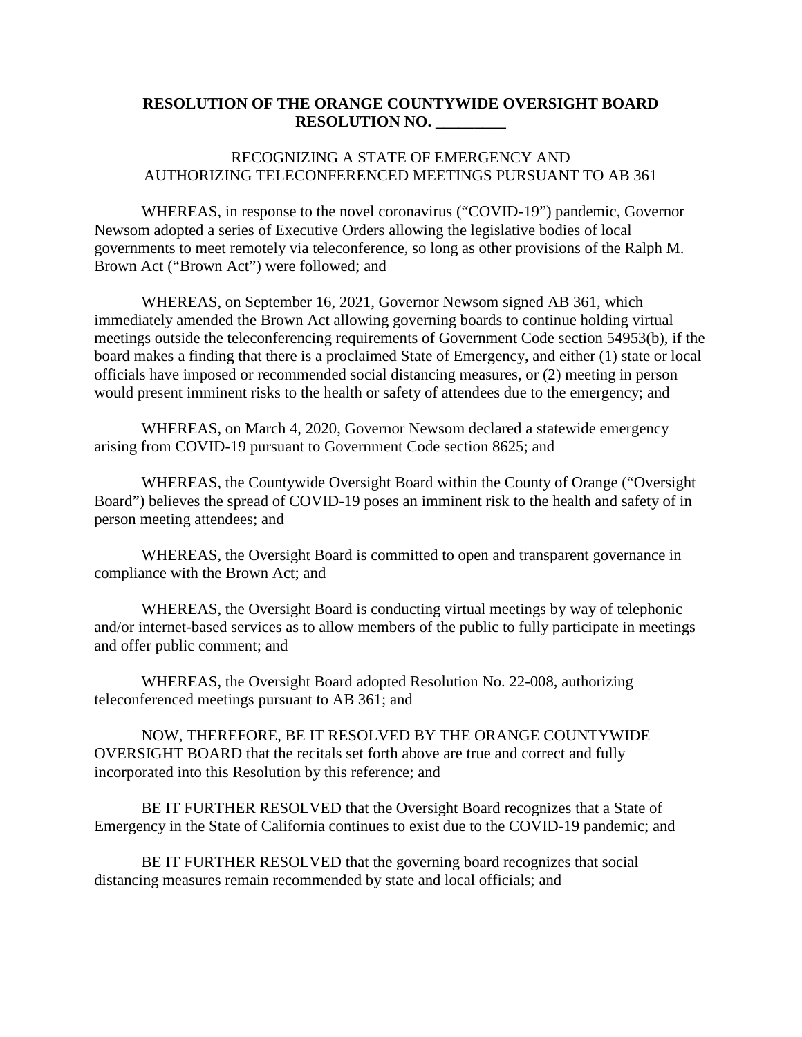**RESOLUTION OF THE ORANGE COUNTYWIDE OVERSIGHT BOARD**
**RESOLUTION NO. _________**

RECOGNIZING A STATE OF EMERGENCY AND
AUTHORIZING TELECONFERENCED MEETINGS PURSUANT TO AB 361

WHEREAS, in response to the novel coronavirus ("COVID-19") pandemic, Governor Newsom adopted a series of Executive Orders allowing the legislative bodies of local governments to meet remotely via teleconference, so long as other provisions of the Ralph M. Brown Act ("Brown Act") were followed; and

WHEREAS, on September 16, 2021, Governor Newsom signed AB 361, which immediately amended the Brown Act allowing governing boards to continue holding virtual meetings outside the teleconferencing requirements of Government Code section 54953(b), if the board makes a finding that there is a proclaimed State of Emergency, and either (1) state or local officials have imposed or recommended social distancing measures, or (2) meeting in person would present imminent risks to the health or safety of attendees due to the emergency; and

WHEREAS, on March 4, 2020, Governor Newsom declared a statewide emergency arising from COVID-19 pursuant to Government Code section 8625; and

WHEREAS, the Countywide Oversight Board within the County of Orange ("Oversight Board") believes the spread of COVID-19 poses an imminent risk to the health and safety of in person meeting attendees; and

WHEREAS, the Oversight Board is committed to open and transparent governance in compliance with the Brown Act; and

WHEREAS, the Oversight Board is conducting virtual meetings by way of telephonic and/or internet-based services as to allow members of the public to fully participate in meetings and offer public comment; and

WHEREAS, the Oversight Board adopted Resolution No. 22-008, authorizing teleconferenced meetings pursuant to AB 361; and

NOW, THEREFORE, BE IT RESOLVED BY THE ORANGE COUNTYWIDE OVERSIGHT BOARD that the recitals set forth above are true and correct and fully incorporated into this Resolution by this reference; and

BE IT FURTHER RESOLVED that the Oversight Board recognizes that a State of Emergency in the State of California continues to exist due to the COVID-19 pandemic; and

BE IT FURTHER RESOLVED that the governing board recognizes that social distancing measures remain recommended by state and local officials; and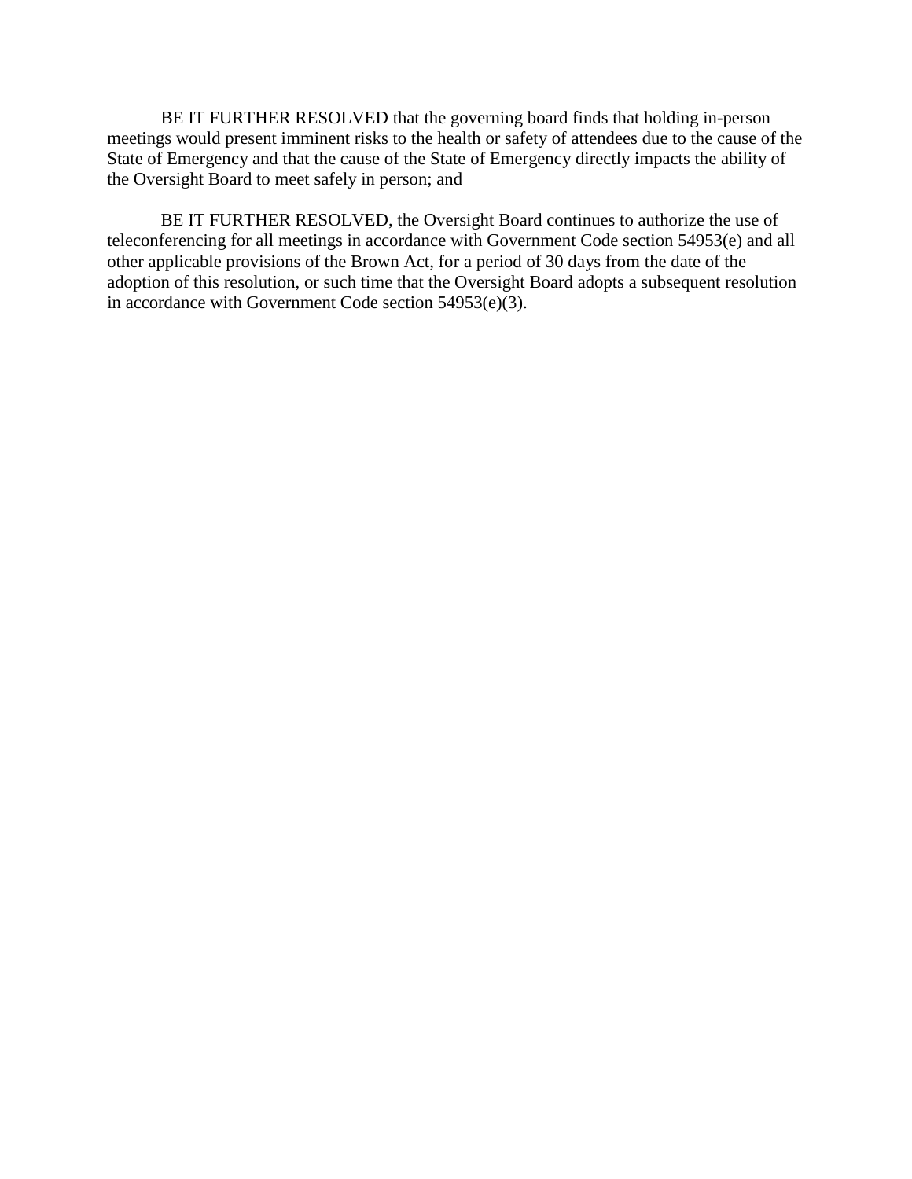BE IT FURTHER RESOLVED that the governing board finds that holding in-person meetings would present imminent risks to the health or safety of attendees due to the cause of the State of Emergency and that the cause of the State of Emergency directly impacts the ability of the Oversight Board to meet safely in person; and

BE IT FURTHER RESOLVED, the Oversight Board continues to authorize the use of teleconferencing for all meetings in accordance with Government Code section 54953(e) and all other applicable provisions of the Brown Act, for a period of 30 days from the date of the adoption of this resolution, or such time that the Oversight Board adopts a subsequent resolution in accordance with Government Code section 54953(e)(3).